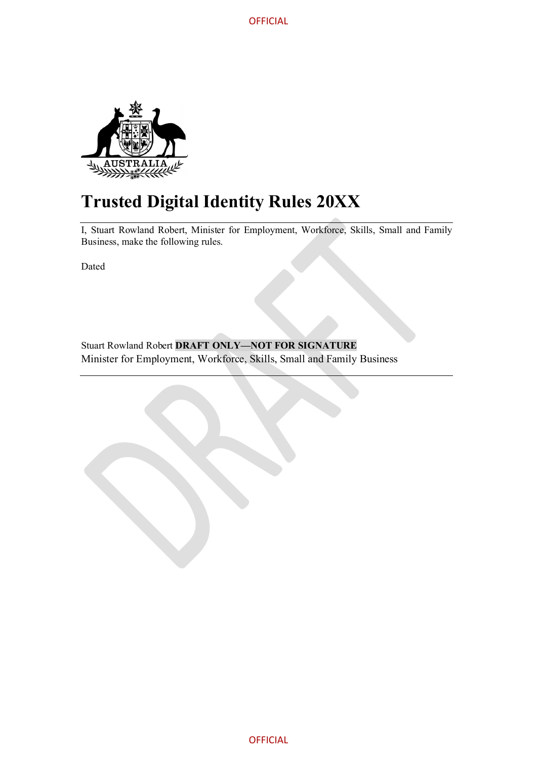# Trusted Digital Identity Rules 20XX

I, Stuart Rowland Robert, Minister for Employment, Workforce, Skills, Small and Family Business, make the following rules.

Dated

Stuart Rowland Robert **DRAFT ONLY—NOT FOR SIGNATURE**
Minister for Employment, Workforce, Skills, Small and Family Business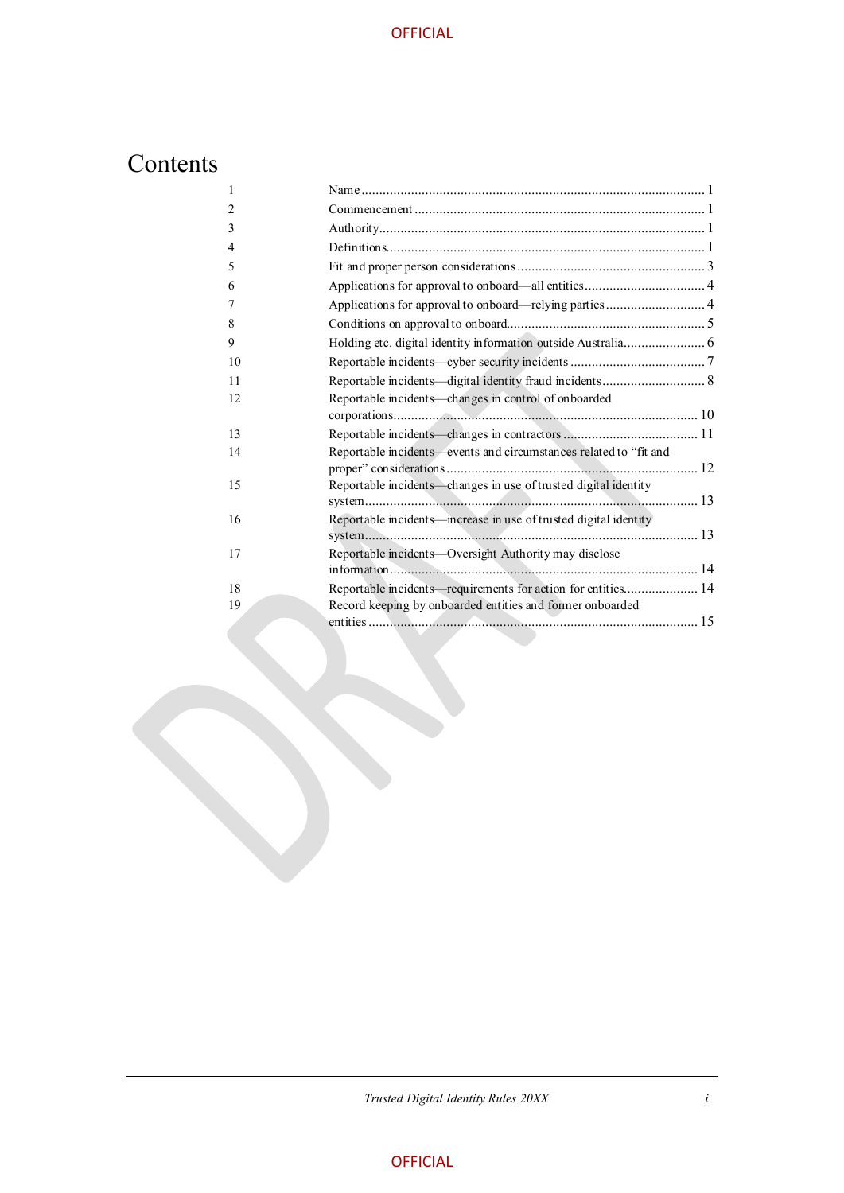# Contents

| | | |
|---|---|---|
| 1 | Name | 1 |
| 2 | Commencement | 1 |
| 3 | Authority | 1 |
| 4 | Definitions | 1 |
| 5 | Fit and proper person considerations | 3 |
| 6 | Applications for approval to onboard—all entities | 4 |
| 7 | Applications for approval to onboard—relying parties | 4 |
| 8 | Conditions on approval to onboard | 5 |
| 9 | Holding etc. digital identity information outside Australia | 6 |
| 10 | Reportable incidents—cyber security incidents | 7 |
| 11 | Reportable incidents—digital identity fraud incidents | 8 |
| 12 | Reportable incidents—changes in control of onboarded corporations | 10 |
| 13 | Reportable incidents—changes in contractors | 11 |
| 14 | Reportable incidents—events and circumstances related to "fit and proper" considerations | 12 |
| 15 | Reportable incidents—changes in use of trusted digital identity system | 13 |
| 16 | Reportable incidents—increase in use of trusted digital identity system | 13 |
| 17 | Reportable incidents—Oversight Authority may disclose information | 14 |
| 18 | Reportable incidents—requirements for action for entities | 14 |
| 19 | Record keeping by onboarded entities and former onboarded entities | 15 |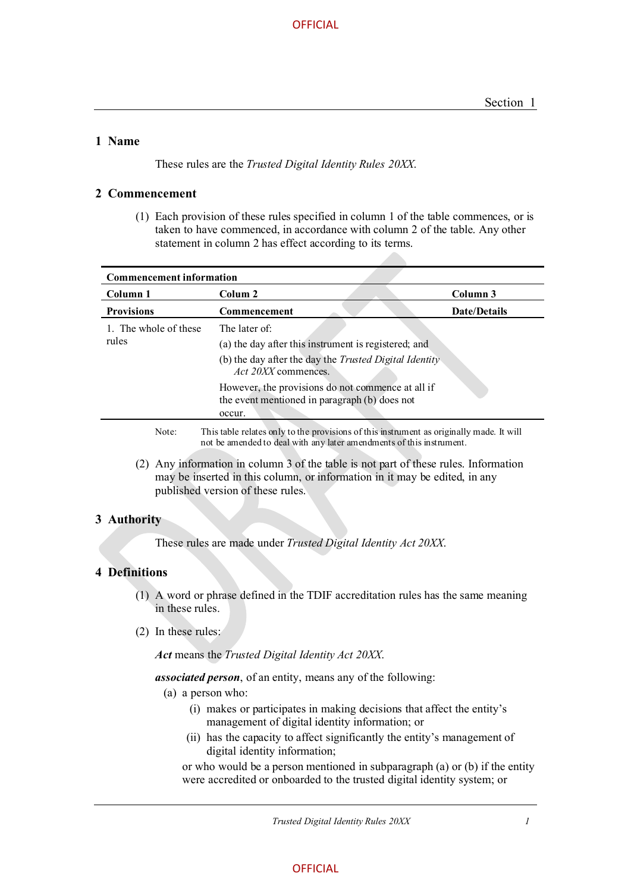## 1 Name

These rules are the *Trusted Digital Identity Rules 20XX*.

## 2 Commencement

(1) Each provision of these rules specified in column 1 of the table commences, or is taken to have commenced, in accordance with column 2 of the table. Any other statement in column 2 has effect according to its terms.

| Commencement information | | |
|---|---|---|
| **Column 1** | **Colum 2** | **Column 3** |
| **Provisions** | **Commencement** | **Date/Details** |
| 1. The whole of these rules | The later of:<br>(a) the day after this instrument is registered; and<br>(b) the day after the day the *Trusted Digital Identity Act 20XX* commences.<br>However, the provisions do not commence at all if the event mentioned in paragraph (b) does not occur. | |

Note: This table relates only to the provisions of this instrument as originally made. It will not be amended to deal with any later amendments of this instrument.

(2) Any information in column 3 of the table is not part of these rules. Information may be inserted in this column, or information in it may be edited, in any published version of these rules.

## 3 Authority

These rules are made under *Trusted Digital Identity Act 20XX*.

## 4 Definitions

(1) A word or phrase defined in the TDIF accreditation rules has the same meaning in these rules.

(2) In these rules:

***Act*** means the *Trusted Digital Identity Act 20XX*.

***associated person***, of an entity, means any of the following:

(a) a person who:

(i) makes or participates in making decisions that affect the entity's management of digital identity information; or

(ii) has the capacity to affect significantly the entity's management of digital identity information;

or who would be a person mentioned in subparagraph (a) or (b) if the entity were accredited or onboarded to the trusted digital identity system; or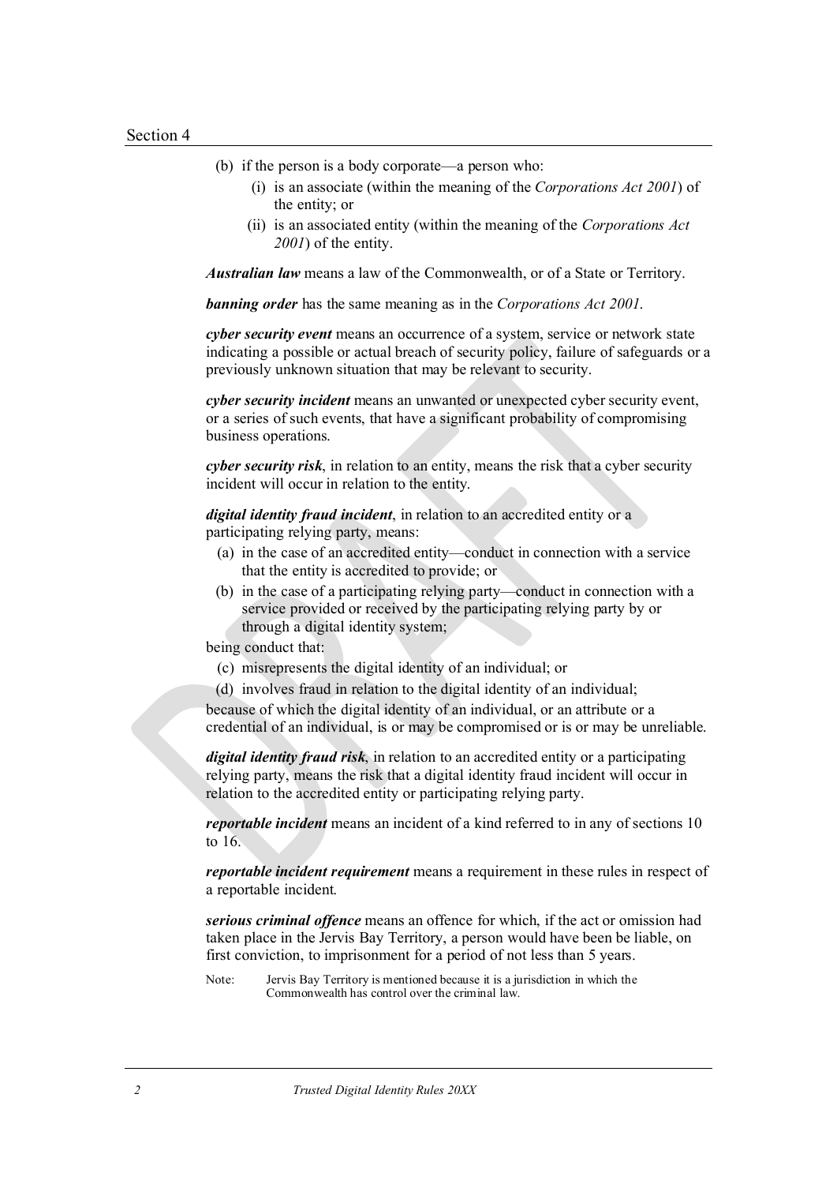(b) if the person is a body corporate—a person who:

   (i) is an associate (within the meaning of the *Corporations Act 2001*) of the entity; or

   (ii) is an associated entity (within the meaning of the *Corporations Act 2001*) of the entity.

***Australian law*** means a law of the Commonwealth, or of a State or Territory.

***banning order*** has the same meaning as in the *Corporations Act 2001*.

***cyber security event*** means an occurrence of a system, service or network state indicating a possible or actual breach of security policy, failure of safeguards or a previously unknown situation that may be relevant to security.

***cyber security incident*** means an unwanted or unexpected cyber security event, or a series of such events, that have a significant probability of compromising business operations.

***cyber security risk***, in relation to an entity, means the risk that a cyber security incident will occur in relation to the entity.

***digital identity fraud incident***, in relation to an accredited entity or a participating relying party, means:

(a) in the case of an accredited entity—conduct in connection with a service that the entity is accredited to provide; or

(b) in the case of a participating relying party—conduct in connection with a service provided or received by the participating relying party by or through a digital identity system;

being conduct that:

(c) misrepresents the digital identity of an individual; or

(d) involves fraud in relation to the digital identity of an individual;

because of which the digital identity of an individual, or an attribute or a credential of an individual, is or may be compromised or is or may be unreliable.

***digital identity fraud risk***, in relation to an accredited entity or a participating relying party, means the risk that a digital identity fraud incident will occur in relation to the accredited entity or participating relying party.

***reportable incident*** means an incident of a kind referred to in any of sections 10 to 16.

***reportable incident requirement*** means a requirement in these rules in respect of a reportable incident.

***serious criminal offence*** means an offence for which, if the act or omission had taken place in the Jervis Bay Territory, a person would have been be liable, on first conviction, to imprisonment for a period of not less than 5 years.

Note: Jervis Bay Territory is mentioned because it is a jurisdiction in which the Commonwealth has control over the criminal law.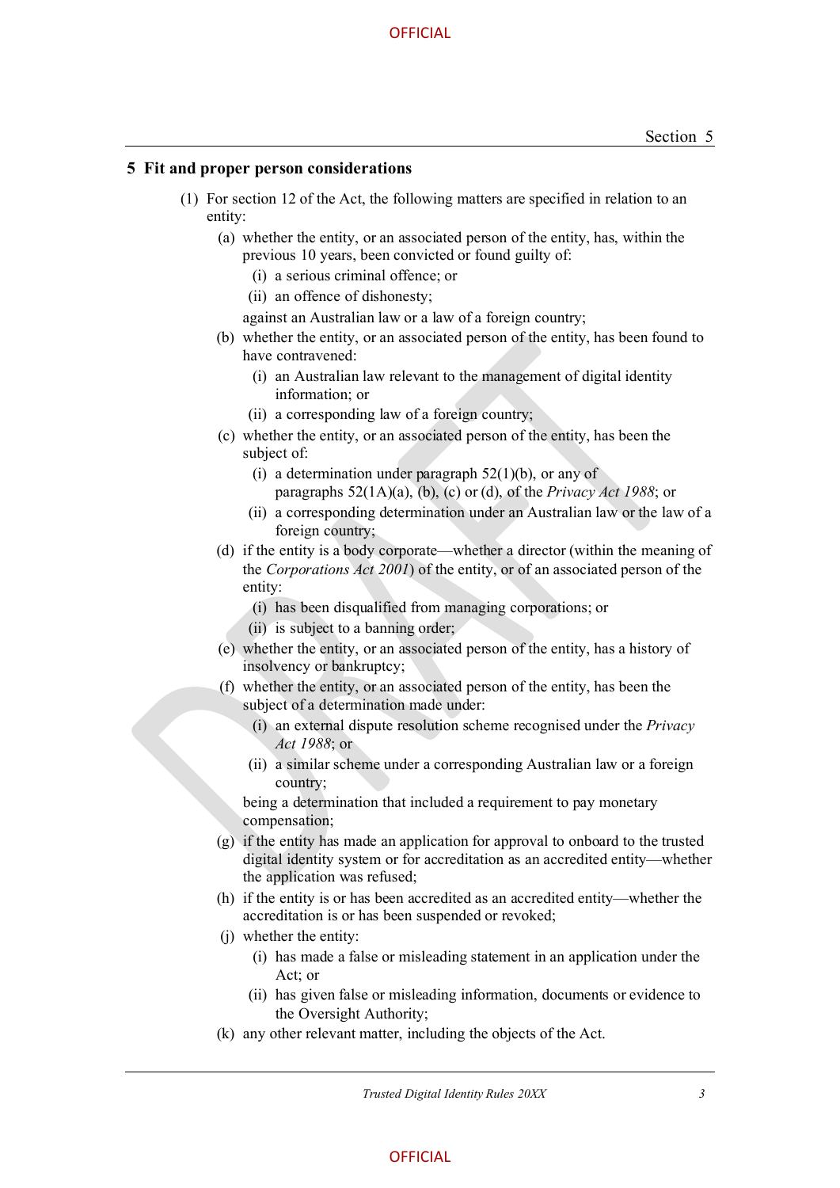## 5 Fit and proper person considerations

(1) For section 12 of the Act, the following matters are specified in relation to an entity:

(a) whether the entity, or an associated person of the entity, has, within the previous 10 years, been convicted or found guilty of:

(i) a serious criminal offence; or

(ii) an offence of dishonesty;

against an Australian law or a law of a foreign country;

(b) whether the entity, or an associated person of the entity, has been found to have contravened:

(i) an Australian law relevant to the management of digital identity information; or

(ii) a corresponding law of a foreign country;

(c) whether the entity, or an associated person of the entity, has been the subject of:

(i) a determination under paragraph 52(1)(b), or any of paragraphs 52(1A)(a), (b), (c) or (d), of the *Privacy Act 1988*; or

(ii) a corresponding determination under an Australian law or the law of a foreign country;

(d) if the entity is a body corporate—whether a director (within the meaning of the *Corporations Act 2001*) of the entity, or of an associated person of the entity:

(i) has been disqualified from managing corporations; or

(ii) is subject to a banning order;

(e) whether the entity, or an associated person of the entity, has a history of insolvency or bankruptcy;

(f) whether the entity, or an associated person of the entity, has been the subject of a determination made under:

(i) an external dispute resolution scheme recognised under the *Privacy Act 1988*; or

(ii) a similar scheme under a corresponding Australian law or a foreign country;

being a determination that included a requirement to pay monetary compensation;

(g) if the entity has made an application for approval to onboard to the trusted digital identity system or for accreditation as an accredited entity—whether the application was refused;

(h) if the entity is or has been accredited as an accredited entity—whether the accreditation is or has been suspended or revoked;

(j) whether the entity:

(i) has made a false or misleading statement in an application under the Act; or

(ii) has given false or misleading information, documents or evidence to the Oversight Authority;

(k) any other relevant matter, including the objects of the Act.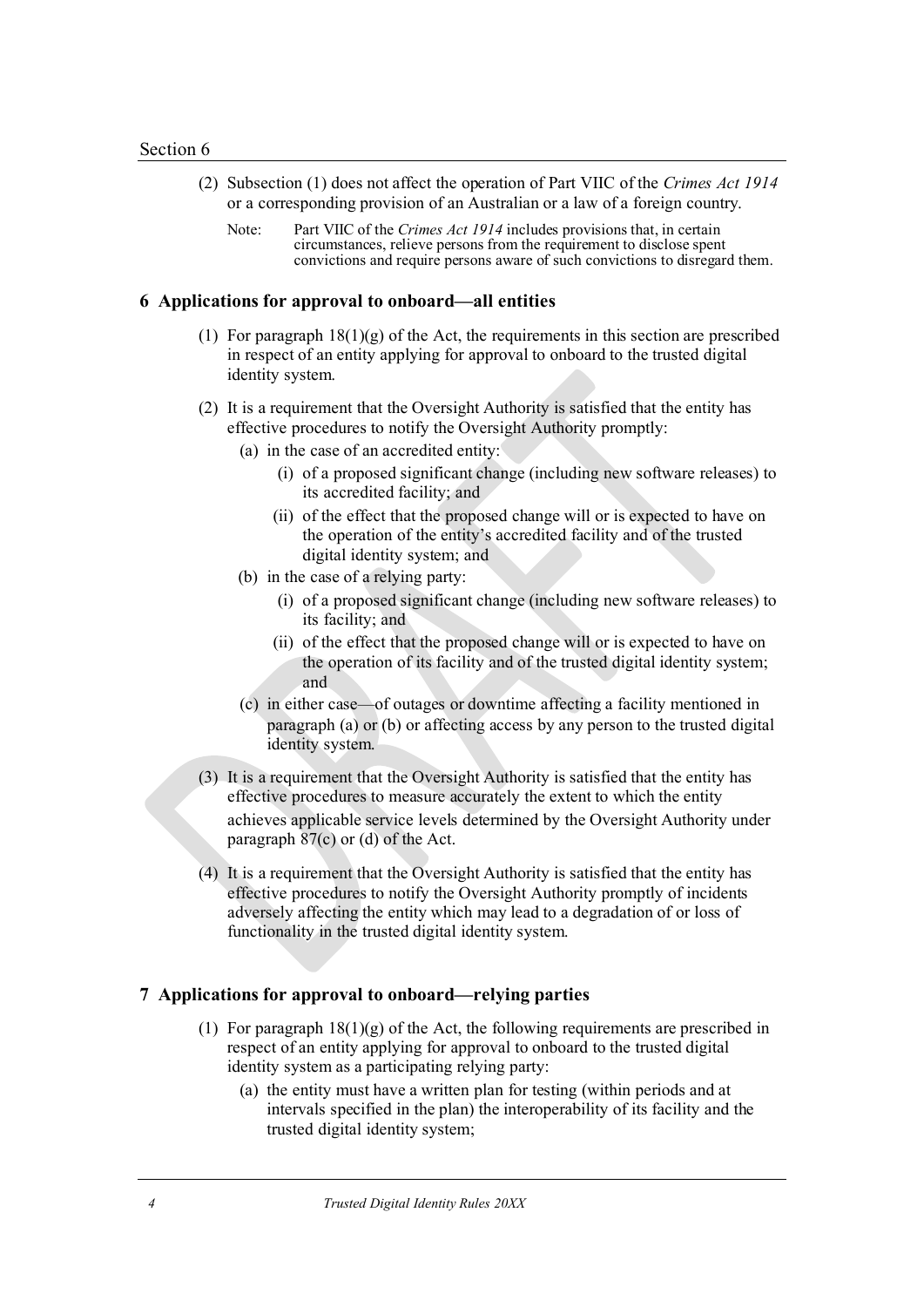(2) Subsection (1) does not affect the operation of Part VIIC of the *Crimes Act 1914* or a corresponding provision of an Australian or a law of a foreign country.

Note: Part VIIC of the *Crimes Act 1914* includes provisions that, in certain circumstances, relieve persons from the requirement to disclose spent convictions and require persons aware of such convictions to disregard them.

## 6 Applications for approval to onboard—all entities

(1) For paragraph 18(1)(g) of the Act, the requirements in this section are prescribed in respect of an entity applying for approval to onboard to the trusted digital identity system.

(2) It is a requirement that the Oversight Authority is satisfied that the entity has effective procedures to notify the Oversight Authority promptly:

- (a) in the case of an accredited entity:
  - (i) of a proposed significant change (including new software releases) to its accredited facility; and
  - (ii) of the effect that the proposed change will or is expected to have on the operation of the entity's accredited facility and of the trusted digital identity system; and
- (b) in the case of a relying party:
  - (i) of a proposed significant change (including new software releases) to its facility; and
  - (ii) of the effect that the proposed change will or is expected to have on the operation of its facility and of the trusted digital identity system; and
- (c) in either case—of outages or downtime affecting a facility mentioned in paragraph (a) or (b) or affecting access by any person to the trusted digital identity system.

(3) It is a requirement that the Oversight Authority is satisfied that the entity has effective procedures to measure accurately the extent to which the entity achieves applicable service levels determined by the Oversight Authority under paragraph 87(c) or (d) of the Act.

(4) It is a requirement that the Oversight Authority is satisfied that the entity has effective procedures to notify the Oversight Authority promptly of incidents adversely affecting the entity which may lead to a degradation of or loss of functionality in the trusted digital identity system.

## 7 Applications for approval to onboard—relying parties

(1) For paragraph 18(1)(g) of the Act, the following requirements are prescribed in respect of an entity applying for approval to onboard to the trusted digital identity system as a participating relying party:

- (a) the entity must have a written plan for testing (within periods and at intervals specified in the plan) the interoperability of its facility and the trusted digital identity system;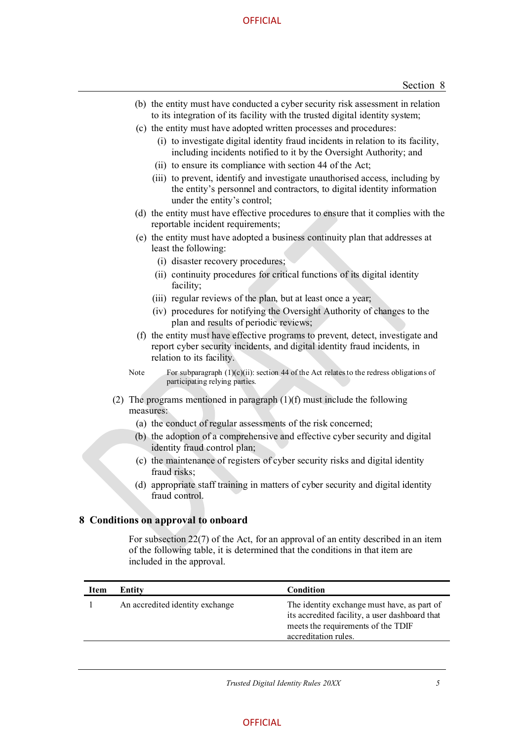(b) the entity must have conducted a cyber security risk assessment in relation to its integration of its facility with the trusted digital identity system;

(c) the entity must have adopted written processes and procedures:

  (i) to investigate digital identity fraud incidents in relation to its facility, including incidents notified to it by the Oversight Authority; and

  (ii) to ensure its compliance with section 44 of the Act;

  (iii) to prevent, identify and investigate unauthorised access, including by the entity's personnel and contractors, to digital identity information under the entity's control;

(d) the entity must have effective procedures to ensure that it complies with the reportable incident requirements;

(e) the entity must have adopted a business continuity plan that addresses at least the following:

  (i) disaster recovery procedures;

  (ii) continuity procedures for critical functions of its digital identity facility;

  (iii) regular reviews of the plan, but at least once a year;

  (iv) procedures for notifying the Oversight Authority of changes to the plan and results of periodic reviews;

(f) the entity must have effective programs to prevent, detect, investigate and report cyber security incidents, and digital identity fraud incidents, in relation to its facility.

Note For subparagraph (1)(c)(ii): section 44 of the Act relates to the redress obligations of participating relying parties.

(2) The programs mentioned in paragraph (1)(f) must include the following measures:

  (a) the conduct of regular assessments of the risk concerned;

  (b) the adoption of a comprehensive and effective cyber security and digital identity fraud control plan;

  (c) the maintenance of registers of cyber security risks and digital identity fraud risks;

  (d) appropriate staff training in matters of cyber security and digital identity fraud control.

## 8 Conditions on approval to onboard

For subsection 22(7) of the Act, for an approval of an entity described in an item of the following table, it is determined that the conditions in that item are included in the approval.

| Item | Entity | Condition |
|---|---|---|
| 1 | An accredited identity exchange | The identity exchange must have, as part of its accredited facility, a user dashboard that meets the requirements of the TDIF accreditation rules. |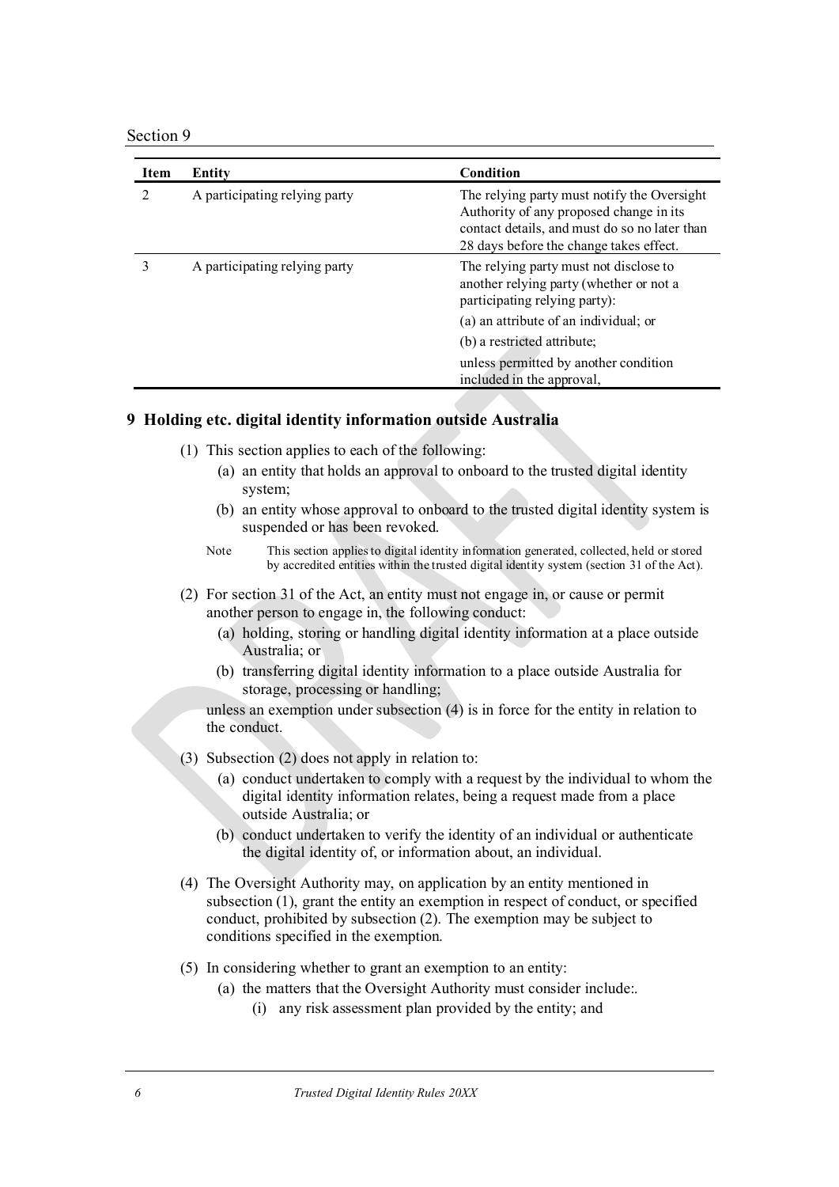| Item | Entity | Condition |
|---|---|---|
| 2 | A participating relying party | The relying party must notify the Oversight Authority of any proposed change in its contact details, and must do so no later than 28 days before the change takes effect. |
| 3 | A participating relying party | The relying party must not disclose to another relying party (whether or not a participating relying party):<br>(a) an attribute of an individual; or<br>(b) a restricted attribute;<br>unless permitted by another condition included in the approval, |

## 9 Holding etc. digital identity information outside Australia

(1) This section applies to each of the following:

- (a) an entity that holds an approval to onboard to the trusted digital identity system;
- (b) an entity whose approval to onboard to the trusted digital identity system is suspended or has been revoked.

Note This section applies to digital identity information generated, collected, held or stored by accredited entities within the trusted digital identity system (section 31 of the Act).

(2) For section 31 of the Act, an entity must not engage in, or cause or permit another person to engage in, the following conduct:

- (a) holding, storing or handling digital identity information at a place outside Australia; or
- (b) transferring digital identity information to a place outside Australia for storage, processing or handling;

unless an exemption under subsection (4) is in force for the entity in relation to the conduct.

(3) Subsection (2) does not apply in relation to:

- (a) conduct undertaken to comply with a request by the individual to whom the digital identity information relates, being a request made from a place outside Australia; or
- (b) conduct undertaken to verify the identity of an individual or authenticate the digital identity of, or information about, an individual.

(4) The Oversight Authority may, on application by an entity mentioned in subsection (1), grant the entity an exemption in respect of conduct, or specified conduct, prohibited by subsection (2). The exemption may be subject to conditions specified in the exemption.

(5) In considering whether to grant an exemption to an entity:

- (a) the matters that the Oversight Authority must consider include:.
  - (i) any risk assessment plan provided by the entity; and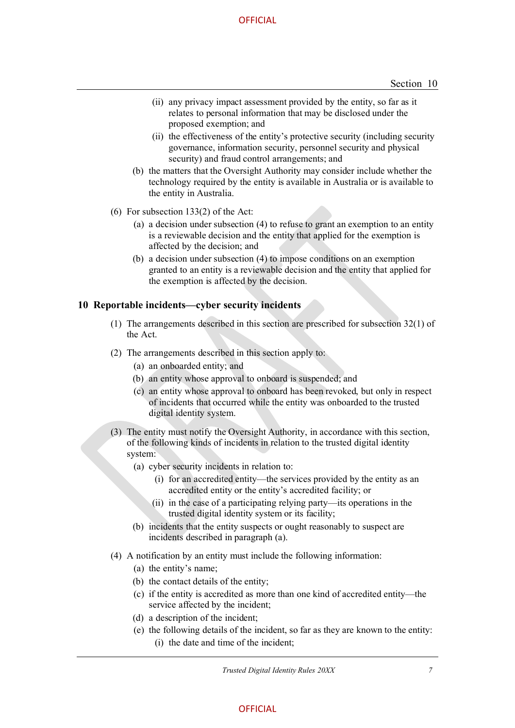(ii) any privacy impact assessment provided by the entity, so far as it relates to personal information that may be disclosed under the proposed exemption; and

(ii) the effectiveness of the entity's protective security (including security governance, information security, personnel security and physical security) and fraud control arrangements; and

(b) the matters that the Oversight Authority may consider include whether the technology required by the entity is available in Australia or is available to the entity in Australia.

(6) For subsection 133(2) of the Act:

(a) a decision under subsection (4) to refuse to grant an exemption to an entity is a reviewable decision and the entity that applied for the exemption is affected by the decision; and

(b) a decision under subsection (4) to impose conditions on an exemption granted to an entity is a reviewable decision and the entity that applied for the exemption is affected by the decision.

## 10 Reportable incidents—cyber security incidents

(1) The arrangements described in this section are prescribed for subsection 32(1) of the Act.

(2) The arrangements described in this section apply to:

(a) an onboarded entity; and

(b) an entity whose approval to onboard is suspended; and

(c) an entity whose approval to onboard has been revoked, but only in respect of incidents that occurred while the entity was onboarded to the trusted digital identity system.

(3) The entity must notify the Oversight Authority, in accordance with this section, of the following kinds of incidents in relation to the trusted digital identity system:

(a) cyber security incidents in relation to:

(i) for an accredited entity—the services provided by the entity as an accredited entity or the entity's accredited facility; or

(ii) in the case of a participating relying party—its operations in the trusted digital identity system or its facility;

(b) incidents that the entity suspects or ought reasonably to suspect are incidents described in paragraph (a).

(4) A notification by an entity must include the following information:

(a) the entity's name;

(b) the contact details of the entity;

(c) if the entity is accredited as more than one kind of accredited entity—the service affected by the incident;

(d) a description of the incident;

(e) the following details of the incident, so far as they are known to the entity:

(i) the date and time of the incident;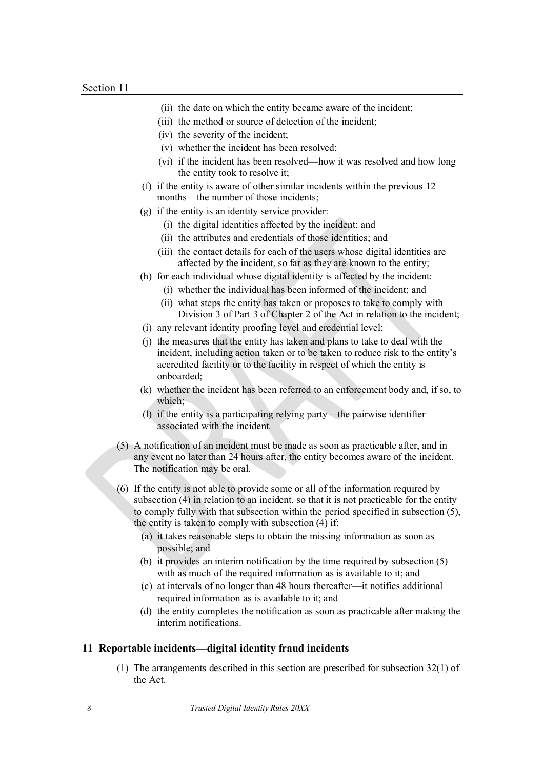(ii) the date on which the entity became aware of the incident;

(iii) the method or source of detection of the incident;

(iv) the severity of the incident;

(v) whether the incident has been resolved;

(vi) if the incident has been resolved—how it was resolved and how long the entity took to resolve it;

(f) if the entity is aware of other similar incidents within the previous 12 months—the number of those incidents;

(g) if the entity is an identity service provider:

(i) the digital identities affected by the incident; and

(ii) the attributes and credentials of those identities; and

(iii) the contact details for each of the users whose digital identities are affected by the incident, so far as they are known to the entity;

(h) for each individual whose digital identity is affected by the incident:

(i) whether the individual has been informed of the incident; and

(ii) what steps the entity has taken or proposes to take to comply with Division 3 of Part 3 of Chapter 2 of the Act in relation to the incident;

(i) any relevant identity proofing level and credential level;

(j) the measures that the entity has taken and plans to take to deal with the incident, including action taken or to be taken to reduce risk to the entity's accredited facility or to the facility in respect of which the entity is onboarded;

(k) whether the incident has been referred to an enforcement body and, if so, to which;

(l) if the entity is a participating relying party—the pairwise identifier associated with the incident.

(5) A notification of an incident must be made as soon as practicable after, and in any event no later than 24 hours after, the entity becomes aware of the incident. The notification may be oral.

(6) If the entity is not able to provide some or all of the information required by subsection (4) in relation to an incident, so that it is not practicable for the entity to comply fully with that subsection within the period specified in subsection (5), the entity is taken to comply with subsection (4) if:

(a) it takes reasonable steps to obtain the missing information as soon as possible; and

(b) it provides an interim notification by the time required by subsection (5) with as much of the required information as is available to it; and

(c) at intervals of no longer than 48 hours thereafter—it notifies additional required information as is available to it; and

(d) the entity completes the notification as soon as practicable after making the interim notifications.

### 11 Reportable incidents—digital identity fraud incidents

(1) The arrangements described in this section are prescribed for subsection 32(1) of the Act.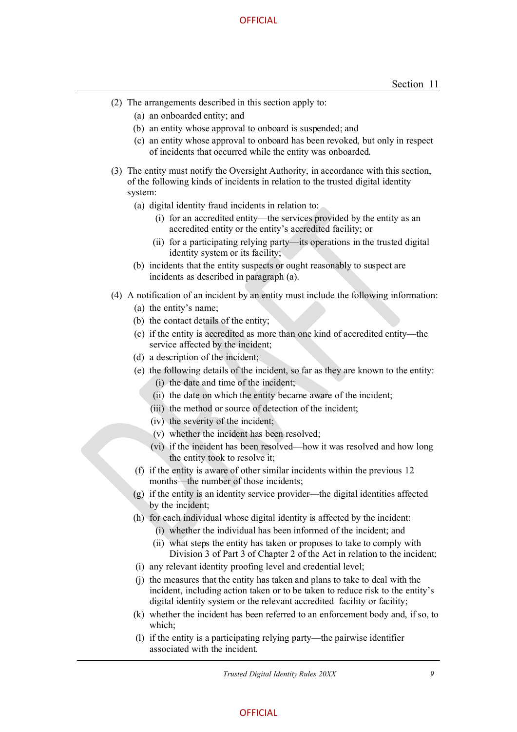(2) The arrangements described in this section apply to:

- (a) an onboarded entity; and
- (b) an entity whose approval to onboard is suspended; and
- (c) an entity whose approval to onboard has been revoked, but only in respect of incidents that occurred while the entity was onboarded.

(3) The entity must notify the Oversight Authority, in accordance with this section, of the following kinds of incidents in relation to the trusted digital identity system:

- (a) digital identity fraud incidents in relation to:
  - (i) for an accredited entity—the services provided by the entity as an accredited entity or the entity's accredited facility; or
  - (ii) for a participating relying party—its operations in the trusted digital identity system or its facility;
- (b) incidents that the entity suspects or ought reasonably to suspect are incidents as described in paragraph (a).

(4) A notification of an incident by an entity must include the following information:

- (a) the entity's name;
- (b) the contact details of the entity;
- (c) if the entity is accredited as more than one kind of accredited entity—the service affected by the incident;
- (d) a description of the incident;
- (e) the following details of the incident, so far as they are known to the entity:
  - (i) the date and time of the incident;
  - (ii) the date on which the entity became aware of the incident;
  - (iii) the method or source of detection of the incident;
  - (iv) the severity of the incident;
  - (v) whether the incident has been resolved;
  - (vi) if the incident has been resolved—how it was resolved and how long the entity took to resolve it;
- (f) if the entity is aware of other similar incidents within the previous 12 months—the number of those incidents;
- (g) if the entity is an identity service provider—the digital identities affected by the incident;
- (h) for each individual whose digital identity is affected by the incident:
  - (i) whether the individual has been informed of the incident; and
  - (ii) what steps the entity has taken or proposes to take to comply with Division 3 of Part 3 of Chapter 2 of the Act in relation to the incident;
- (i) any relevant identity proofing level and credential level;
- (j) the measures that the entity has taken and plans to take to deal with the incident, including action taken or to be taken to reduce risk to the entity's digital identity system or the relevant accredited facility or facility;
- (k) whether the incident has been referred to an enforcement body and, if so, to which;
- (l) if the entity is a participating relying party—the pairwise identifier associated with the incident.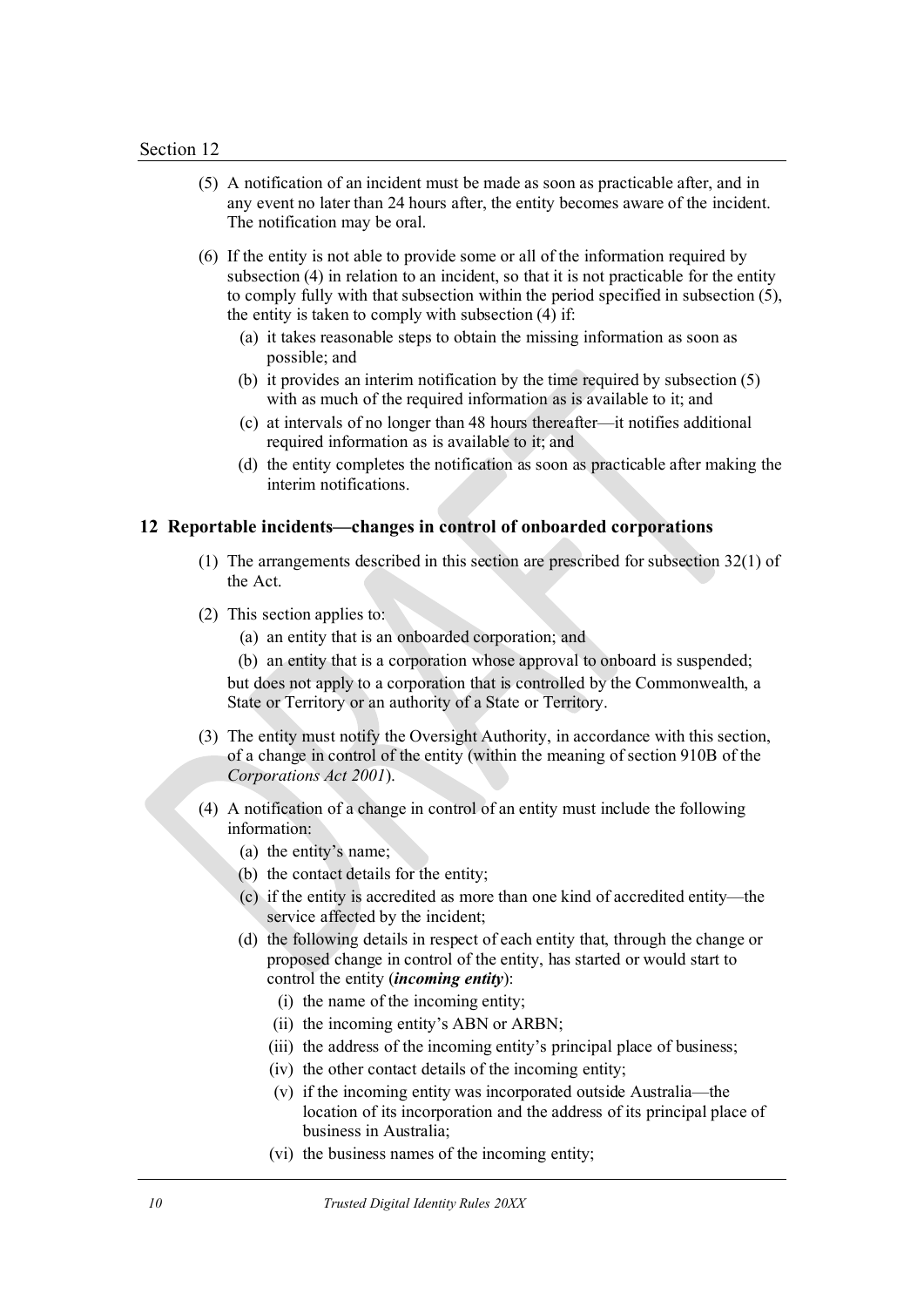(5) A notification of an incident must be made as soon as practicable after, and in any event no later than 24 hours after, the entity becomes aware of the incident. The notification may be oral.

(6) If the entity is not able to provide some or all of the information required by subsection (4) in relation to an incident, so that it is not practicable for the entity to comply fully with that subsection within the period specified in subsection (5), the entity is taken to comply with subsection (4) if:

- (a) it takes reasonable steps to obtain the missing information as soon as possible; and
- (b) it provides an interim notification by the time required by subsection (5) with as much of the required information as is available to it; and
- (c) at intervals of no longer than 48 hours thereafter—it notifies additional required information as is available to it; and
- (d) the entity completes the notification as soon as practicable after making the interim notifications.

## 12 Reportable incidents—changes in control of onboarded corporations

(1) The arrangements described in this section are prescribed for subsection 32(1) of the Act.

(2) This section applies to:

- (a) an entity that is an onboarded corporation; and
- (b) an entity that is a corporation whose approval to onboard is suspended;

but does not apply to a corporation that is controlled by the Commonwealth, a State or Territory or an authority of a State or Territory.

(3) The entity must notify the Oversight Authority, in accordance with this section, of a change in control of the entity (within the meaning of section 910B of the *Corporations Act 2001*).

(4) A notification of a change in control of an entity must include the following information:

- (a) the entity's name;
- (b) the contact details for the entity;
- (c) if the entity is accredited as more than one kind of accredited entity—the service affected by the incident;
- (d) the following details in respect of each entity that, through the change or proposed change in control of the entity, has started or would start to control the entity (***incoming entity***):
  - (i) the name of the incoming entity;
  - (ii) the incoming entity's ABN or ARBN;
  - (iii) the address of the incoming entity's principal place of business;
  - (iv) the other contact details of the incoming entity;
  - (v) if the incoming entity was incorporated outside Australia—the location of its incorporation and the address of its principal place of business in Australia;
  - (vi) the business names of the incoming entity;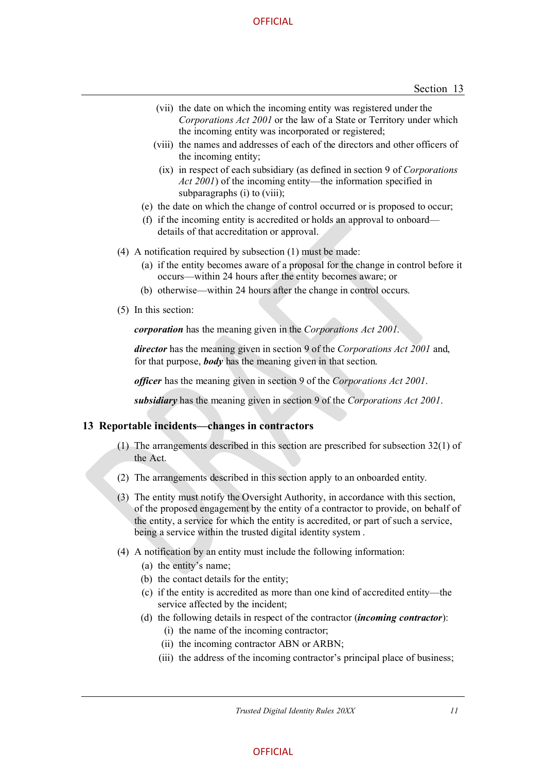(vii) the date on which the incoming entity was registered under the *Corporations Act 2001* or the law of a State or Territory under which the incoming entity was incorporated or registered;

(viii) the names and addresses of each of the directors and other officers of the incoming entity;

(ix) in respect of each subsidiary (as defined in section 9 of *Corporations Act 2001*) of the incoming entity—the information specified in subparagraphs (i) to (viii);

(e) the date on which the change of control occurred or is proposed to occur;

(f) if the incoming entity is accredited or holds an approval to onboard—details of that accreditation or approval.

(4) A notification required by subsection (1) must be made:

(a) if the entity becomes aware of a proposal for the change in control before it occurs—within 24 hours after the entity becomes aware; or

(b) otherwise—within 24 hours after the change in control occurs.

(5) In this section:

***corporation*** has the meaning given in the *Corporations Act 2001*.

***director*** has the meaning given in section 9 of the *Corporations Act 2001* and, for that purpose, ***body*** has the meaning given in that section.

***officer*** has the meaning given in section 9 of the *Corporations Act 2001*.

***subsidiary*** has the meaning given in section 9 of the *Corporations Act 2001*.

## 13 Reportable incidents—changes in contractors

(1) The arrangements described in this section are prescribed for subsection 32(1) of the Act.

(2) The arrangements described in this section apply to an onboarded entity.

(3) The entity must notify the Oversight Authority, in accordance with this section, of the proposed engagement by the entity of a contractor to provide, on behalf of the entity, a service for which the entity is accredited, or part of such a service, being a service within the trusted digital identity system .

(4) A notification by an entity must include the following information:

(a) the entity's name;

(b) the contact details for the entity;

(c) if the entity is accredited as more than one kind of accredited entity—the service affected by the incident;

(d) the following details in respect of the contractor (***incoming contractor***):

(i) the name of the incoming contractor;

(ii) the incoming contractor ABN or ARBN;

(iii) the address of the incoming contractor's principal place of business;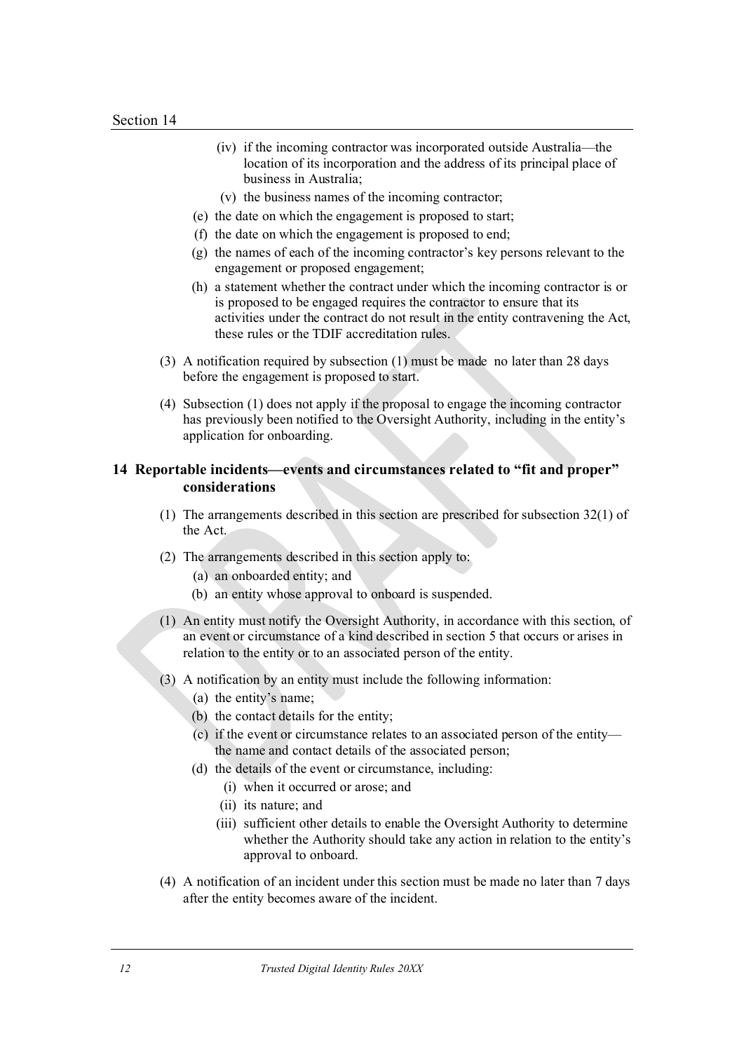(iv) if the incoming contractor was incorporated outside Australia—the location of its incorporation and the address of its principal place of business in Australia;

(v) the business names of the incoming contractor;

(e) the date on which the engagement is proposed to start;

(f) the date on which the engagement is proposed to end;

(g) the names of each of the incoming contractor's key persons relevant to the engagement or proposed engagement;

(h) a statement whether the contract under which the incoming contractor is or is proposed to be engaged requires the contractor to ensure that its activities under the contract do not result in the entity contravening the Act, these rules or the TDIF accreditation rules.

(3) A notification required by subsection (1) must be made no later than 28 days before the engagement is proposed to start.

(4) Subsection (1) does not apply if the proposal to engage the incoming contractor has previously been notified to the Oversight Authority, including in the entity's application for onboarding.

## 14 Reportable incidents—events and circumstances related to "fit and proper" considerations

(1) The arrangements described in this section are prescribed for subsection 32(1) of the Act.

(2) The arrangements described in this section apply to:

(a) an onboarded entity; and

(b) an entity whose approval to onboard is suspended.

(1) An entity must notify the Oversight Authority, in accordance with this section, of an event or circumstance of a kind described in section 5 that occurs or arises in relation to the entity or to an associated person of the entity.

(3) A notification by an entity must include the following information:

(a) the entity's name;

(b) the contact details for the entity;

(c) if the event or circumstance relates to an associated person of the entity—the name and contact details of the associated person;

(d) the details of the event or circumstance, including:

(i) when it occurred or arose; and

(ii) its nature; and

(iii) sufficient other details to enable the Oversight Authority to determine whether the Authority should take any action in relation to the entity's approval to onboard.

(4) A notification of an incident under this section must be made no later than 7 days after the entity becomes aware of the incident.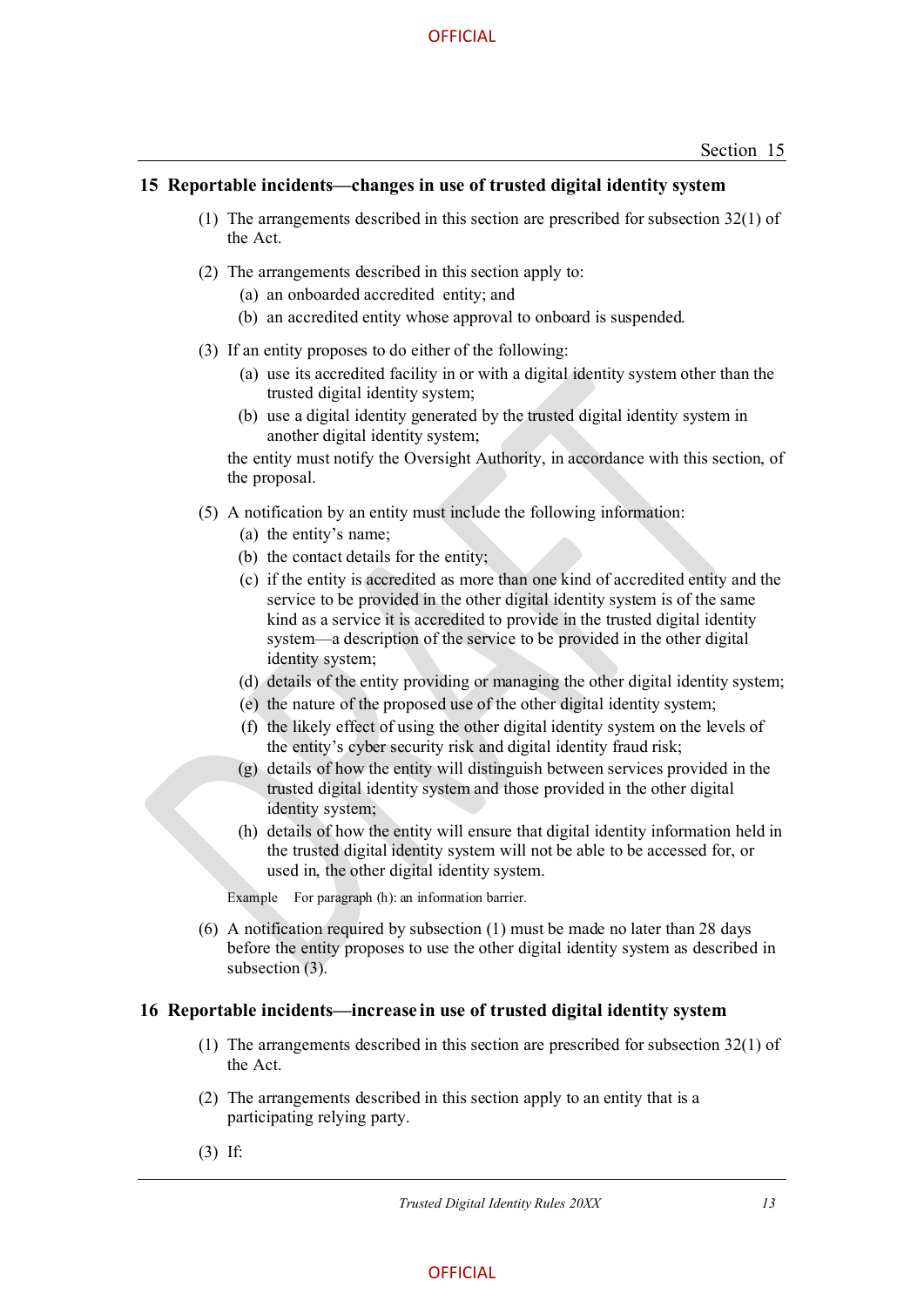## 15 Reportable incidents—changes in use of trusted digital identity system

(1) The arrangements described in this section are prescribed for subsection 32(1) of the Act.

(2) The arrangements described in this section apply to:

- (a) an onboarded accredited entity; and
- (b) an accredited entity whose approval to onboard is suspended.

(3) If an entity proposes to do either of the following:

- (a) use its accredited facility in or with a digital identity system other than the trusted digital identity system;
- (b) use a digital identity generated by the trusted digital identity system in another digital identity system;

the entity must notify the Oversight Authority, in accordance with this section, of the proposal.

(5) A notification by an entity must include the following information:

- (a) the entity's name;
- (b) the contact details for the entity;
- (c) if the entity is accredited as more than one kind of accredited entity and the service to be provided in the other digital identity system is of the same kind as a service it is accredited to provide in the trusted digital identity system—a description of the service to be provided in the other digital identity system;
- (d) details of the entity providing or managing the other digital identity system;
- (e) the nature of the proposed use of the other digital identity system;
- (f) the likely effect of using the other digital identity system on the levels of the entity's cyber security risk and digital identity fraud risk;
- (g) details of how the entity will distinguish between services provided in the trusted digital identity system and those provided in the other digital identity system;
- (h) details of how the entity will ensure that digital identity information held in the trusted digital identity system will not be able to be accessed for, or used in, the other digital identity system.

Example For paragraph (h): an information barrier.

(6) A notification required by subsection (1) must be made no later than 28 days before the entity proposes to use the other digital identity system as described in subsection (3).

## 16 Reportable incidents—increase in use of trusted digital identity system

(1) The arrangements described in this section are prescribed for subsection 32(1) of the Act.

(2) The arrangements described in this section apply to an entity that is a participating relying party.

(3) If: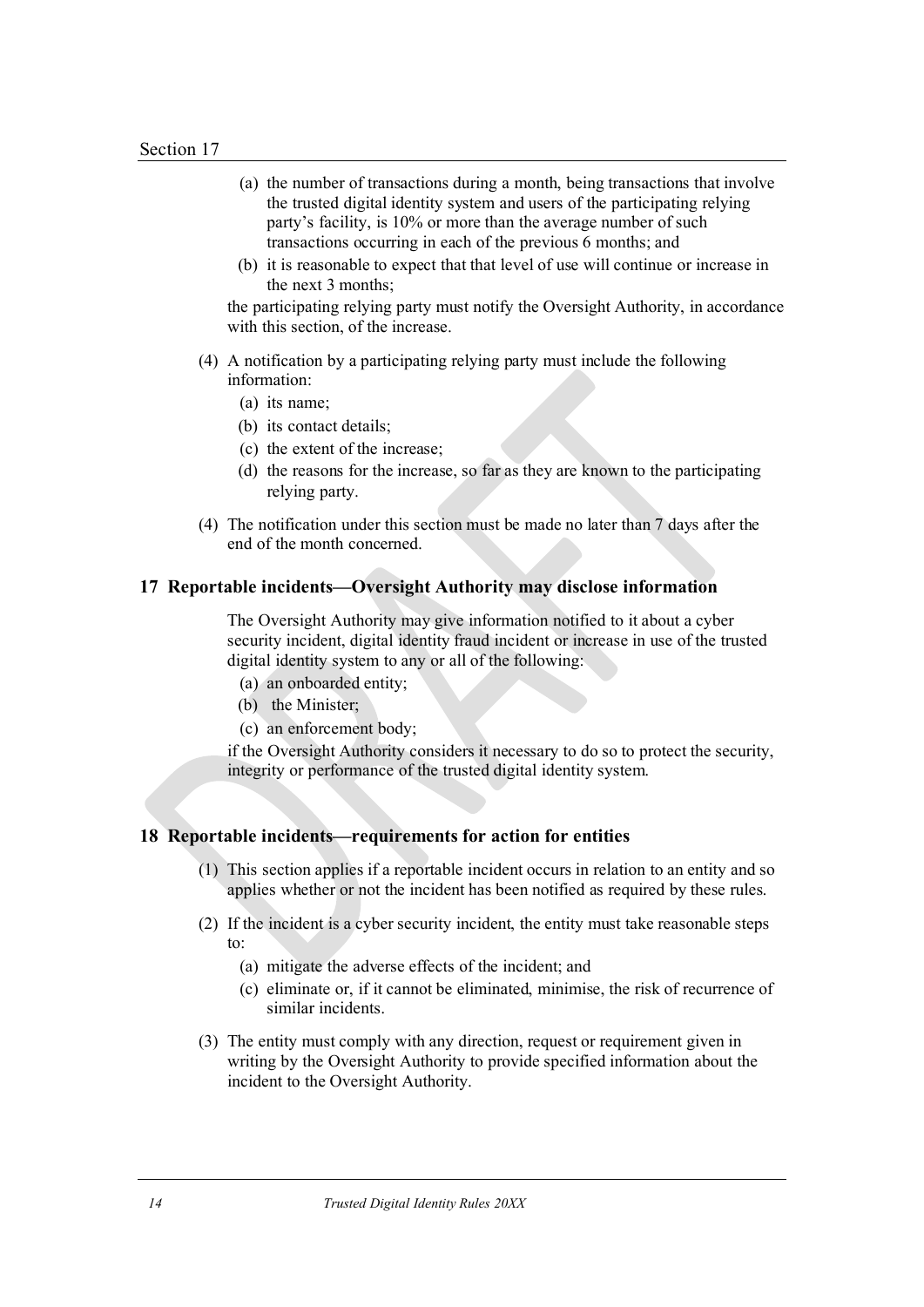(a) the number of transactions during a month, being transactions that involve the trusted digital identity system and users of the participating relying party's facility, is 10% or more than the average number of such transactions occurring in each of the previous 6 months; and

(b) it is reasonable to expect that that level of use will continue or increase in the next 3 months;

the participating relying party must notify the Oversight Authority, in accordance with this section, of the increase.

(4) A notification by a participating relying party must include the following information:

(a) its name;

(b) its contact details;

(c) the extent of the increase;

(d) the reasons for the increase, so far as they are known to the participating relying party.

(4) The notification under this section must be made no later than 7 days after the end of the month concerned.

## 17 Reportable incidents—Oversight Authority may disclose information

The Oversight Authority may give information notified to it about a cyber security incident, digital identity fraud incident or increase in use of the trusted digital identity system to any or all of the following:

(a) an onboarded entity;

(b) the Minister;

(c) an enforcement body;

if the Oversight Authority considers it necessary to do so to protect the security, integrity or performance of the trusted digital identity system.

## 18 Reportable incidents—requirements for action for entities

(1) This section applies if a reportable incident occurs in relation to an entity and so applies whether or not the incident has been notified as required by these rules.

(2) If the incident is a cyber security incident, the entity must take reasonable steps to:

(a) mitigate the adverse effects of the incident; and

(c) eliminate or, if it cannot be eliminated, minimise, the risk of recurrence of similar incidents.

(3) The entity must comply with any direction, request or requirement given in writing by the Oversight Authority to provide specified information about the incident to the Oversight Authority.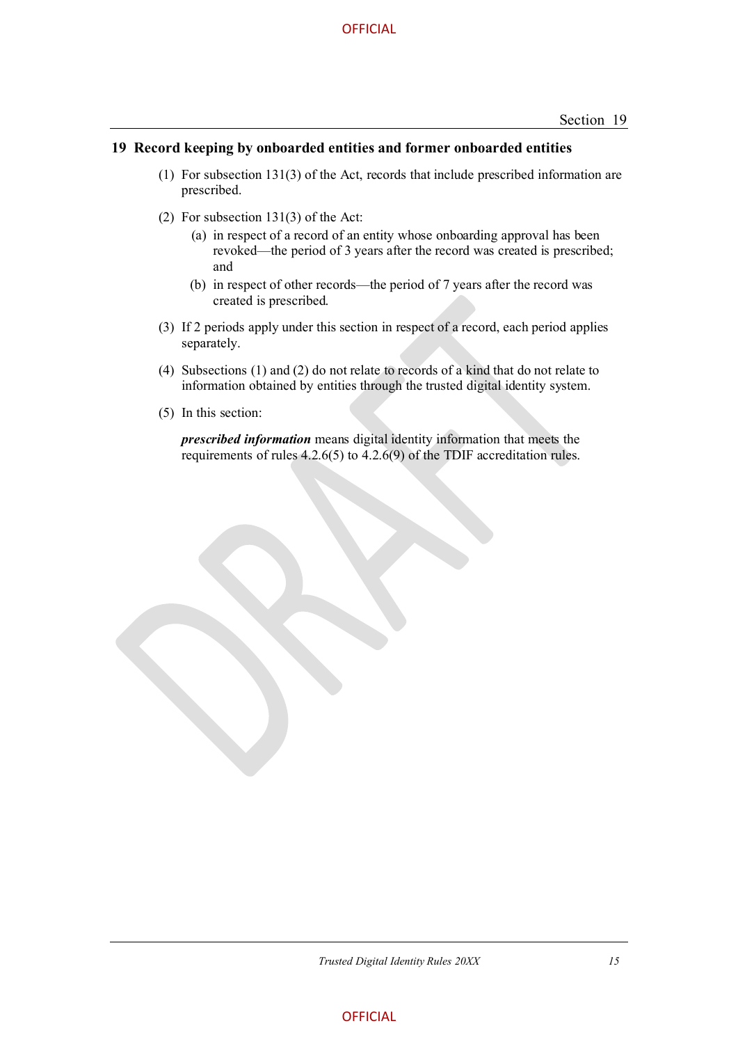## 19 Record keeping by onboarded entities and former onboarded entities

(1) For subsection 131(3) of the Act, records that include prescribed information are prescribed.

(2) For subsection 131(3) of the Act:

(a) in respect of a record of an entity whose onboarding approval has been revoked—the period of 3 years after the record was created is prescribed; and

(b) in respect of other records—the period of 7 years after the record was created is prescribed.

(3) If 2 periods apply under this section in respect of a record, each period applies separately.

(4) Subsections (1) and (2) do not relate to records of a kind that do not relate to information obtained by entities through the trusted digital identity system.

(5) In this section:

***prescribed information*** means digital identity information that meets the requirements of rules 4.2.6(5) to 4.2.6(9) of the TDIF accreditation rules.